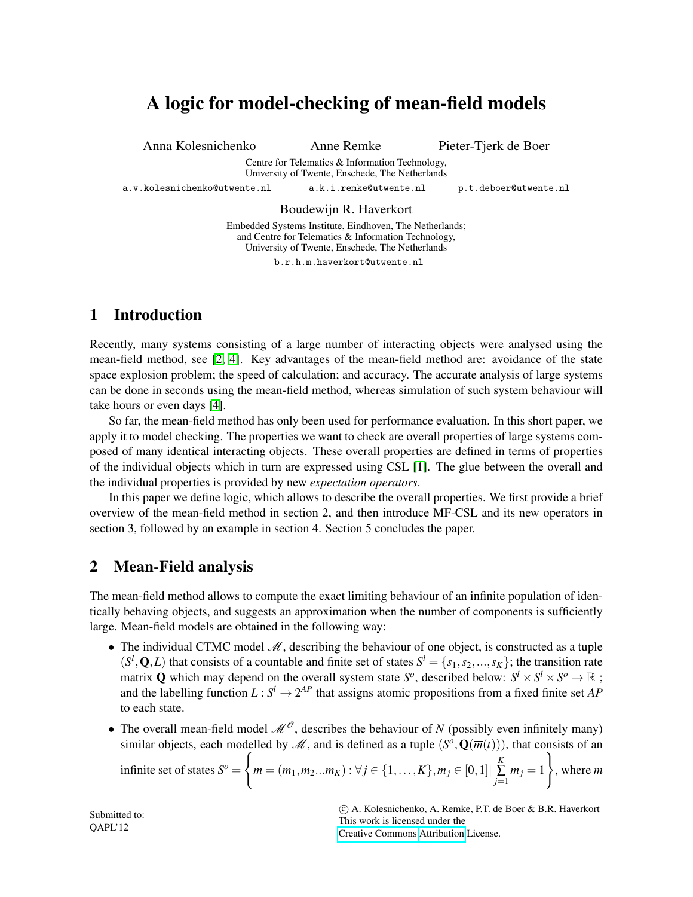# A logic for model-checking of mean-field models

Anna Kolesnichenko  Anne Remke  Pieter-Tjerk de Boer

Centre for Telematics & Information Technology,
University of Twente, Enschede, The Netherlands

a.v.kolesnichenko@utwente.nl  a.k.i.remke@utwente.nl  p.t.deboer@utwente.nl

Boudewijn R. Haverkort

Embedded Systems Institute, Eindhoven, The Netherlands;
and Centre for Telematics & Information Technology,
University of Twente, Enschede, The Netherlands

b.r.h.m.haverkort@utwente.nl

## 1 Introduction

Recently, many systems consisting of a large number of interacting objects were analysed using the mean-field method, see [2, 4]. Key advantages of the mean-field method are: avoidance of the state space explosion problem; the speed of calculation; and accuracy. The accurate analysis of large systems can be done in seconds using the mean-field method, whereas simulation of such system behaviour will take hours or even days [4].

So far, the mean-field method has only been used for performance evaluation. In this short paper, we apply it to model checking. The properties we want to check are overall properties of large systems composed of many identical interacting objects. These overall properties are defined in terms of properties of the individual objects which in turn are expressed using CSL [1]. The glue between the overall and the individual properties is provided by new *expectation operators*.

In this paper we define logic, which allows to describe the overall properties. We first provide a brief overview of the mean-field method in section 2, and then introduce MF-CSL and its new operators in section 3, followed by an example in section 4. Section 5 concludes the paper.

## 2 Mean-Field analysis

The mean-field method allows to compute the exact limiting behaviour of an infinite population of identically behaving objects, and suggests an approximation when the number of components is sufficiently large. Mean-field models are obtained in the following way:

- The individual CTMC model $\mathscr{M}$, describing the behaviour of one object, is constructed as a tuple $(S^l, \mathbf{Q}, L)$ that consists of a countable and finite set of states $S^l = \{s_1, s_2, ..., s_K\}$; the transition rate matrix $\mathbf{Q}$ which may depend on the overall system state $S^o$, described below: $S^l \times S^l \times S^o \to \mathbb{R}$ ; and the labelling function $L: S^l \to 2^{AP}$ that assigns atomic propositions from a fixed finite set $AP$ to each state.
- The overall mean-field model $\mathscr{M}^{\mathscr{O}}$, describes the behaviour of $N$ (possibly even infinitely many) similar objects, each modelled by $\mathscr{M}$, and is defined as a tuple $(S^o, \mathbf{Q}(\overline{m}(t)))$, that consists of an infinite set of states $S^o = \left\{ \overline{m} = (m_1, m_2 ... m_K) : \forall j \in \{1, \ldots, K\}, m_j \in [0,1] | \sum_{j=1}^{K} m_j = 1 \right\}$, where $\overline{m}$

Submitted to:
QAPL'12

© A. Kolesnichenko, A. Remke, P.T. de Boer & B.R. Haverkort
This work is licensed under the
Creative Commons Attribution License.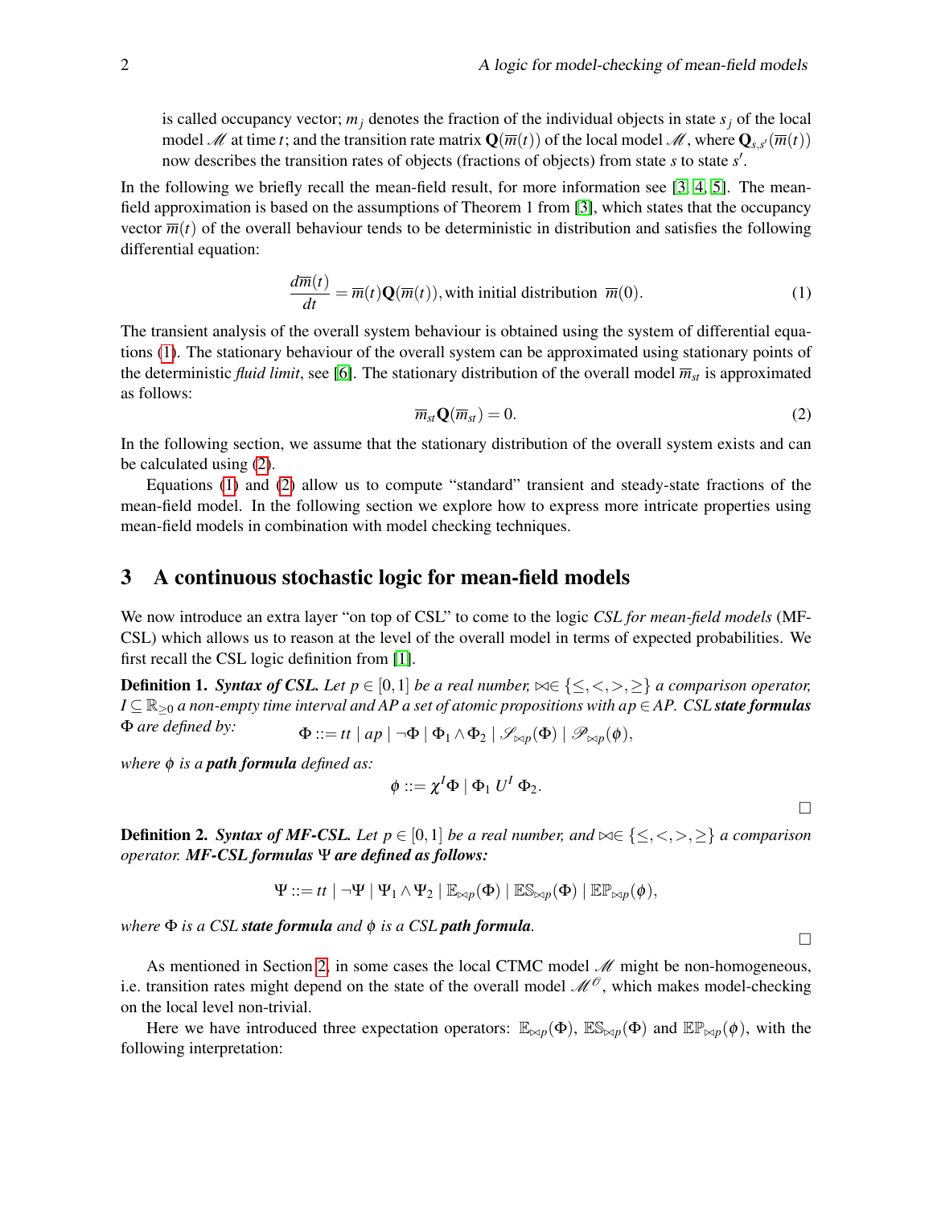is called occupancy vector; $m_j$ denotes the fraction of the individual objects in state $s_j$ of the local model $\mathscr{M}$ at time $t$; and the transition rate matrix $\mathbf{Q}(\overline{m}(t))$ of the local model $\mathscr{M}$, where $\mathbf{Q}_{s,s'}(\overline{m}(t))$ now describes the transition rates of objects (fractions of objects) from state $s$ to state $s'$.

In the following we briefly recall the mean-field result, for more information see [3, 4, 5]. The mean-field approximation is based on the assumptions of Theorem 1 from [3], which states that the occupancy vector $\overline{m}(t)$ of the overall behaviour tends to be deterministic in distribution and satisfies the following differential equation:

$$\frac{d\overline{m}(t)}{dt} = \overline{m}(t)\mathbf{Q}(\overline{m}(t)), \text{with initial distribution } \overline{m}(0). \tag{1}$$

The transient analysis of the overall system behaviour is obtained using the system of differential equations (1). The stationary behaviour of the overall system can be approximated using stationary points of the deterministic *fluid limit*, see [6]. The stationary distribution of the overall model $\overline{m}_{st}$ is approximated as follows:

$$\overline{m}_{st}\mathbf{Q}(\overline{m}_{st}) = 0. \tag{2}$$

In the following section, we assume that the stationary distribution of the overall system exists and can be calculated using (2).

Equations (1) and (2) allow us to compute "standard" transient and steady-state fractions of the mean-field model. In the following section we explore how to express more intricate properties using mean-field models in combination with model checking techniques.

## 3 A continuous stochastic logic for mean-field models

We now introduce an extra layer "on top of CSL" to come to the logic *CSL for mean-field models* (MF-CSL) which allows us to reason at the level of the overall model in terms of expected probabilities. We first recall the CSL logic definition from [1].

**Definition 1.** ***Syntax of CSL.*** *Let $p \in [0,1]$ be a real number, $\bowtie \in \{\leq,<,>,\geq\}$ a comparison operator, $I \subseteq \mathbb{R}_{\geq 0}$ a non-empty time interval and AP a set of atomic propositions with $ap \in AP$. CSL* ***state formulas*** *$\Phi$ are defined by:*

$$\Phi ::= tt \mid ap \mid \neg\Phi \mid \Phi_1 \wedge \Phi_2 \mid \mathscr{S}_{\bowtie p}(\Phi) \mid \mathscr{P}_{\bowtie p}(\phi),$$

*where $\phi$ is a* ***path formula*** *defined as:*

$$\phi ::= \chi^I \Phi \mid \Phi_1 \, U^I \, \Phi_2.$$

□

**Definition 2.** ***Syntax of MF-CSL.*** *Let $p \in [0,1]$ be a real number, and $\bowtie \in \{\leq,<,>,\geq\}$ a comparison operator.* ***MF-CSL formulas $\Psi$ are defined as follows:***

$$\Psi ::= tt \mid \neg\Psi \mid \Psi_1 \wedge \Psi_2 \mid \mathbb{E}_{\bowtie p}(\Phi) \mid \mathbb{ES}_{\bowtie p}(\Phi) \mid \mathbb{EP}_{\bowtie p}(\phi),$$

*where $\Phi$ is a CSL* ***state formula*** *and $\phi$ is a CSL* ***path formula****.*

□

As mentioned in Section 2, in some cases the local CTMC model $\mathscr{M}$ might be non-homogeneous, i.e. transition rates might depend on the state of the overall model $\mathscr{M}^{\mathscr{O}}$, which makes model-checking on the local level non-trivial.

Here we have introduced three expectation operators: $\mathbb{E}_{\bowtie p}(\Phi)$, $\mathbb{ES}_{\bowtie p}(\Phi)$ and $\mathbb{EP}_{\bowtie p}(\phi)$, with the following interpretation: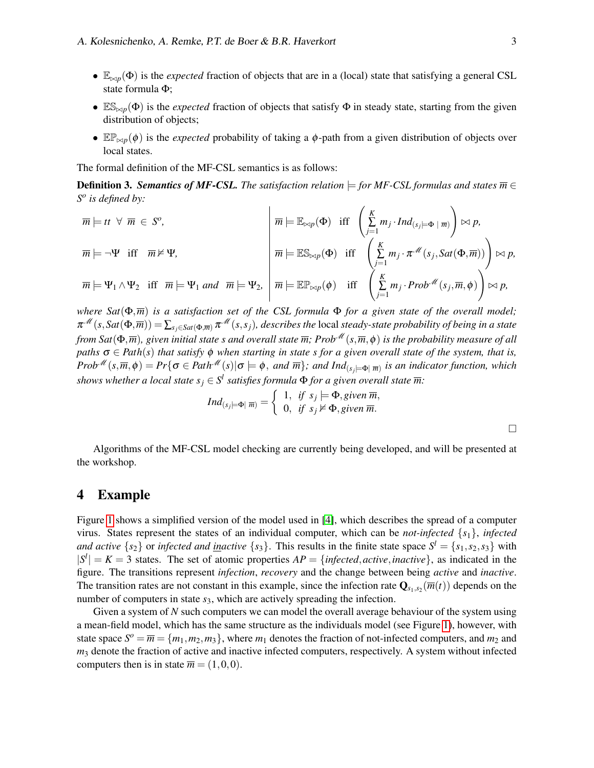- $\mathbb{E}_{\bowtie p}(\Phi)$ is the *expected* fraction of objects that are in a (local) state that satisfying a general CSL state formula $\Phi$;
- $\mathbb{ES}_{\bowtie p}(\Phi)$ is the *expected* fraction of objects that satisfy $\Phi$ in steady state, starting from the given distribution of objects;
- $\mathbb{EP}_{\bowtie p}(\phi)$ is the *expected* probability of taking a $\phi$-path from a given distribution of objects over local states.

The formal definition of the MF-CSL semantics is as follows:

**Definition 3.** ***Semantics of MF-CSL.*** *The satisfaction relation $\models$ for MF-CSL formulas and states $\overline{m} \in S^o$ is defined by:*

$$\overline{m} \models tt \;\; \forall \;\; \overline{m} \in S^o,$$

$$\overline{m} \models \neg\Psi \;\; \text{iff} \;\; \overline{m} \not\models \Psi,$$

$$\overline{m} \models \Psi_1 \wedge \Psi_2 \;\; \text{iff} \;\; \overline{m} \models \Psi_1 \text{ and } \overline{m} \models \Psi_2,$$

$$\overline{m} \models \mathbb{E}_{\bowtie p}(\Phi) \;\; \text{iff} \;\; \left( \sum_{j=1}^{K} m_j \cdot Ind_{(s_j \models \Phi \mid \overline{m})} \right) \bowtie p,$$

$$\overline{m} \models \mathbb{ES}_{\bowtie p}(\Phi) \;\; \text{iff} \;\; \left( \sum_{j=1}^{K} m_j \cdot \pi^{\mathscr{M}}(s_j, Sat(\Phi, \overline{m})) \right) \bowtie p,$$

$$\overline{m} \models \mathbb{EP}_{\bowtie p}(\phi) \;\; \text{iff} \;\; \left( \sum_{j=1}^{K} m_j \cdot Prob^{\mathscr{M}}(s_j, \overline{m}, \phi) \right) \bowtie p,$$

*where $Sat(\Phi, \overline{m})$ is a satisfaction set of the CSL formula $\Phi$ for a given state of the overall model; $\pi^{\mathscr{M}}(s, Sat(\Phi, \overline{m})) = \sum_{s_j \in Sat(\Phi, \overline{m})} \pi^{\mathscr{M}}(s, s_j)$, describes the* local *steady-state probability of being in a state from $Sat(\Phi, \overline{m})$, given initial state $s$ and overall state $\overline{m}$; $Prob^{\mathscr{M}}(s, \overline{m}, \phi)$ is the probability measure of all paths $\sigma \in Path(s)$ that satisfy $\phi$ when starting in state $s$ for a given overall state of the system, that is, $Prob^{\mathscr{M}}(s, \overline{m}, \phi) = Pr\{\sigma \in Path^{\mathscr{M}}(s) | \sigma \models \phi,$ and $\overline{m}\}$; and $Ind_{(s_j \models \Phi \mid \overline{m})}$ is an indicator function, which shows whether a local state $s_j \in S^l$ satisfies formula $\Phi$ for a given overall state $\overline{m}$:*

$$Ind_{(s_j \models \Phi \mid \overline{m})} = \begin{cases} 1, & \text{if } s_j \models \Phi, \text{given } \overline{m}, \\ 0, & \text{if } s_j \not\models \Phi, \text{given } \overline{m}. \end{cases}$$

□

Algorithms of the MF-CSL model checking are currently being developed, and will be presented at the workshop.

## 4 Example

Figure 1 shows a simplified version of the model used in [4], which describes the spread of a computer virus. States represent the states of an individual computer, which can be *not-infected* $\{s_1\}$, *infected and active* $\{s_2\}$ or *infected and inactive* $\{s_3\}$. This results in the finite state space $S^l = \{s_1, s_2, s_3\}$ with $|S^l| = K = 3$ states. The set of atomic properties $AP = \{infected, active, inactive\}$, as indicated in the figure. The transitions represent *infection*, *recovery* and the change between being *active* and *inactive*. The transition rates are not constant in this example, since the infection rate $\mathbf{Q}_{s_1,s_2}(\overline{m}(t))$ depends on the number of computers in state $s_3$, which are actively spreading the infection.

Given a system of $N$ such computers we can model the overall average behaviour of the system using a mean-field model, which has the same structure as the individuals model (see Figure 1), however, with state space $S^o = \overline{m} = \{m_1, m_2, m_3\}$, where $m_1$ denotes the fraction of not-infected computers, and $m_2$ and $m_3$ denote the fraction of active and inactive infected computers, respectively. A system without infected computers then is in state $\overline{m} = (1, 0, 0)$.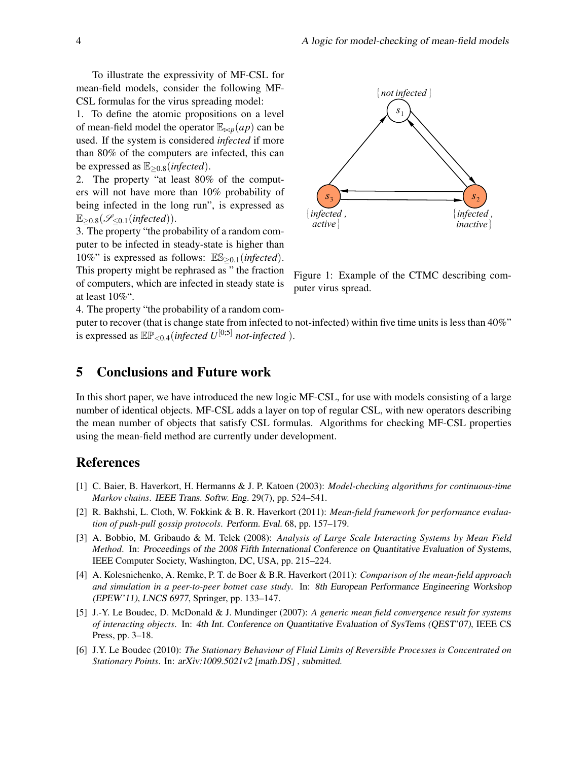To illustrate the expressivity of MF-CSL for mean-field models, consider the following MF-CSL formulas for the virus spreading model:

1. To define the atomic propositions on a level of mean-field model the operator $\mathbb{E}_{\bowtie p}(ap)$ can be used. If the system is considered *infected* if more than 80% of the computers are infected, this can be expressed as $\mathbb{E}_{\geq 0.8}(\textit{infected})$.
2. The property "at least 80% of the computers will not have more than 10% probability of being infected in the long run", is expressed as $\mathbb{E}_{\geq 0.8}(\mathscr{S}_{\leq 0.1}(\textit{infected}))$.
3. The property "the probability of a random computer to be infected in steady-state is higher than 10%" is expressed as follows: $\mathbb{ES}_{\geq 0.1}(\textit{infected})$. This property might be rephrased as " the fraction of computers, which are infected in steady state is at least 10%".
4. The property "the probability of a random computer to recover (that is change state from infected to not-infected) within five time units is less than 40%" is expressed as $\mathbb{EP}_{<0.4}(\textit{infected } U^{[0;5]} \textit{ not-infected })$.

{not infected}
$s_1$
$s_3$
{infected , active}
$s_2$
{infected , inactive}

Figure 1: Example of the CTMC describing computer virus spread.

## 5 Conclusions and Future work

In this short paper, we have introduced the new logic MF-CSL, for use with models consisting of a large number of identical objects. MF-CSL adds a layer on top of regular CSL, with new operators describing the mean number of objects that satisfy CSL formulas. Algorithms for checking MF-CSL properties using the mean-field method are currently under development.

## References

[1] C. Baier, B. Haverkort, H. Hermanns & J. P. Katoen (2003): *Model-checking algorithms for continuous-time Markov chains*. IEEE Trans. Softw. Eng. 29(7), pp. 524–541.

[2] R. Bakhshi, L. Cloth, W. Fokkink & B. R. Haverkort (2011): *Mean-field framework for performance evaluation of push-pull gossip protocols*. Perform. Eval. 68, pp. 157–179.

[3] A. Bobbio, M. Gribaudo & M. Telek (2008): *Analysis of Large Scale Interacting Systems by Mean Field Method*. In: Proceedings of the 2008 Fifth International Conference on Quantitative Evaluation of Systems, IEEE Computer Society, Washington, DC, USA, pp. 215–224.

[4] A. Kolesnichenko, A. Remke, P. T. de Boer & B.R. Haverkort (2011): *Comparison of the mean-field approach and simulation in a peer-to-peer botnet case study*. In: 8th European Performance Engineering Workshop (EPEW'11), LNCS 6977, Springer, pp. 133–147.

[5] J.-Y. Le Boudec, D. McDonald & J. Mundinger (2007): *A generic mean field convergence result for systems of interacting objects*. In: 4th Int. Conference on Quantitative Evaluation of SysTems (QEST'07), IEEE CS Press, pp. 3–18.

[6] J.Y. Le Boudec (2010): *The Stationary Behaviour of Fluid Limits of Reversible Processes is Concentrated on Stationary Points*. In: arXiv:1009.5021v2 [math.DS] , submitted.